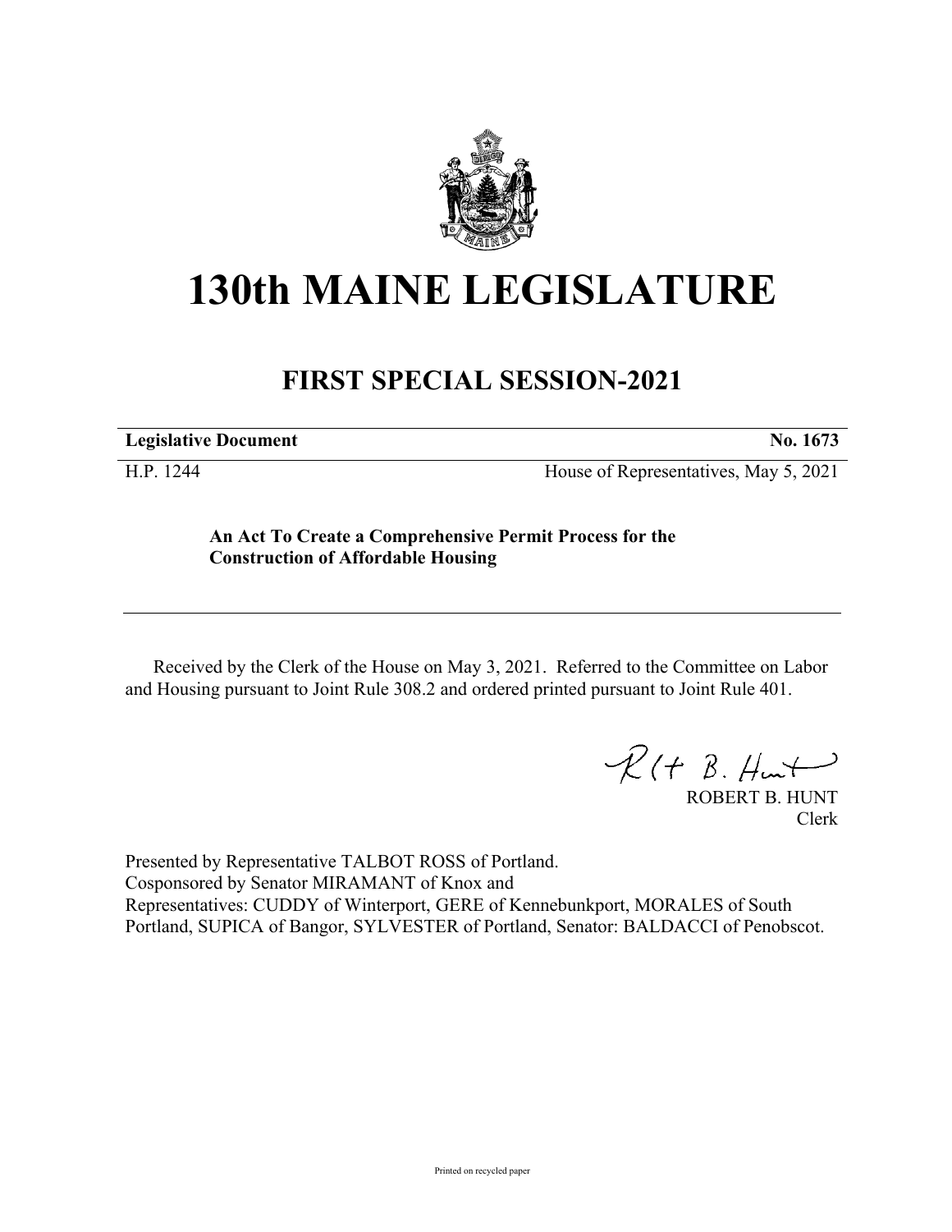# 130th MAINE LEGISLATURE

## FIRST SPECIAL SESSION-2021

**Legislative Document** **No. 1673**

H.P. 1244 House of Representatives, May 5, 2021

**An Act To Create a Comprehensive Permit Process for the Construction of Affordable Housing**

Received by the Clerk of the House on May 3, 2021. Referred to the Committee on Labor and Housing pursuant to Joint Rule 308.2 and ordered printed pursuant to Joint Rule 401.

ROBERT B. HUNT
Clerk

Presented by Representative TALBOT ROSS of Portland.
Cosponsored by Senator MIRAMANT of Knox and
Representatives: CUDDY of Winterport, GERE of Kennebunkport, MORALES of South Portland, SUPICA of Bangor, SYLVESTER of Portland, Senator: BALDACCI of Penobscot.

Printed on recycled paper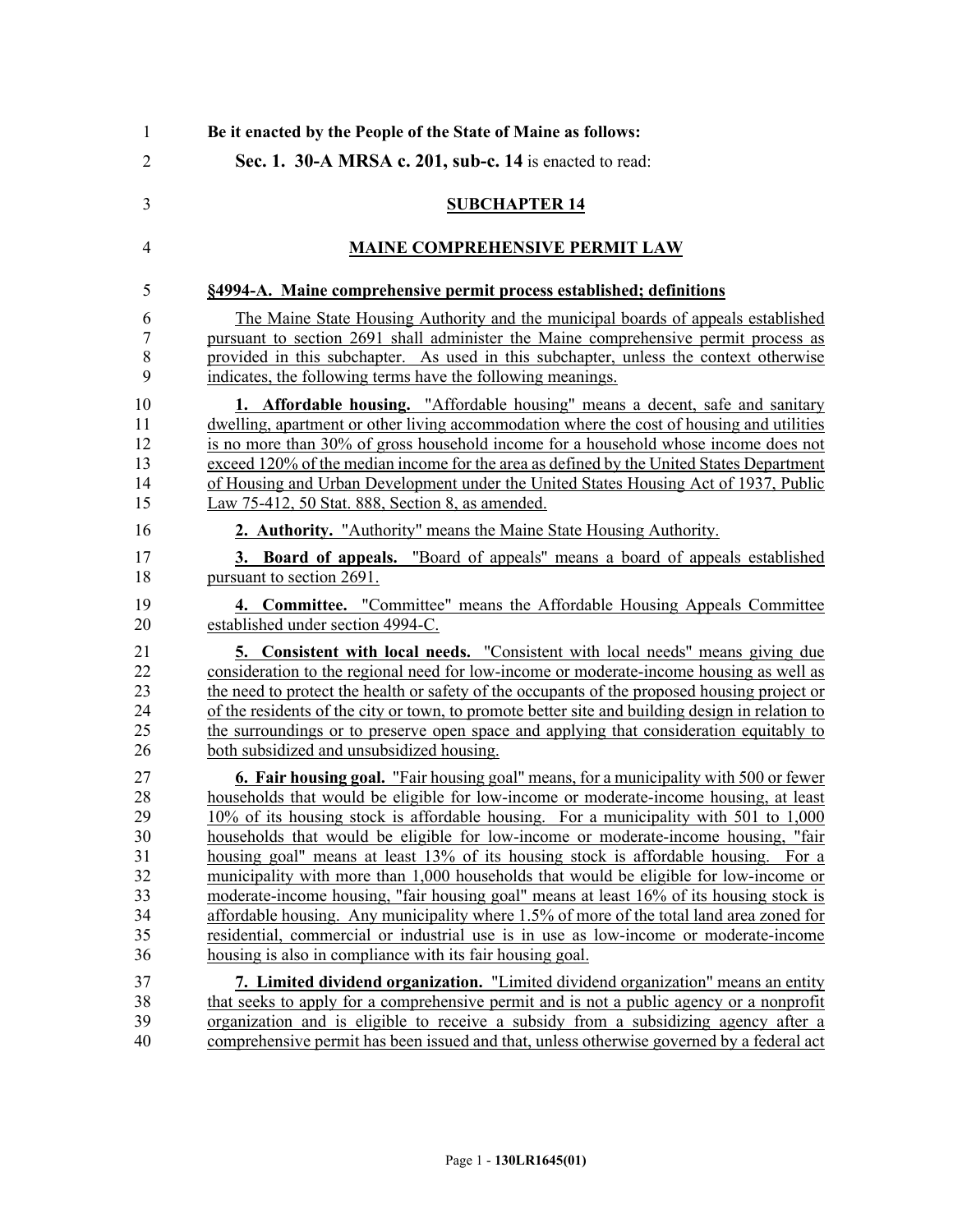**Be it enacted by the People of the State of Maine as follows:**

**Sec. 1. 30-A MRSA c. 201, sub-c. 14** is enacted to read:

## SUBCHAPTER 14

## MAINE COMPREHENSIVE PERMIT LAW

### §4994-A. Maine comprehensive permit process established; definitions

The Maine State Housing Authority and the municipal boards of appeals established pursuant to section 2691 shall administer the Maine comprehensive permit process as provided in this subchapter. As used in this subchapter, unless the context otherwise indicates, the following terms have the following meanings.

**1. Affordable housing.** "Affordable housing" means a decent, safe and sanitary dwelling, apartment or other living accommodation where the cost of housing and utilities is no more than 30% of gross household income for a household whose income does not exceed 120% of the median income for the area as defined by the United States Department of Housing and Urban Development under the United States Housing Act of 1937, Public Law 75-412, 50 Stat. 888, Section 8, as amended.

**2. Authority.** "Authority" means the Maine State Housing Authority.

**3. Board of appeals.** "Board of appeals" means a board of appeals established pursuant to section 2691.

**4. Committee.** "Committee" means the Affordable Housing Appeals Committee established under section 4994-C.

**5. Consistent with local needs.** "Consistent with local needs" means giving due consideration to the regional need for low-income or moderate-income housing as well as the need to protect the health or safety of the occupants of the proposed housing project or of the residents of the city or town, to promote better site and building design in relation to the surroundings or to preserve open space and applying that consideration equitably to both subsidized and unsubsidized housing.

**6. Fair housing goal.** "Fair housing goal" means, for a municipality with 500 or fewer households that would be eligible for low-income or moderate-income housing, at least 10% of its housing stock is affordable housing. For a municipality with 501 to 1,000 households that would be eligible for low-income or moderate-income housing, "fair housing goal" means at least 13% of its housing stock is affordable housing. For a municipality with more than 1,000 households that would be eligible for low-income or moderate-income housing, "fair housing goal" means at least 16% of its housing stock is affordable housing. Any municipality where 1.5% of more of the total land area zoned for residential, commercial or industrial use is in use as low-income or moderate-income housing is also in compliance with its fair housing goal.

**7. Limited dividend organization.** "Limited dividend organization" means an entity that seeks to apply for a comprehensive permit and is not a public agency or a nonprofit organization and is eligible to receive a subsidy from a subsidizing agency after a comprehensive permit has been issued and that, unless otherwise governed by a federal act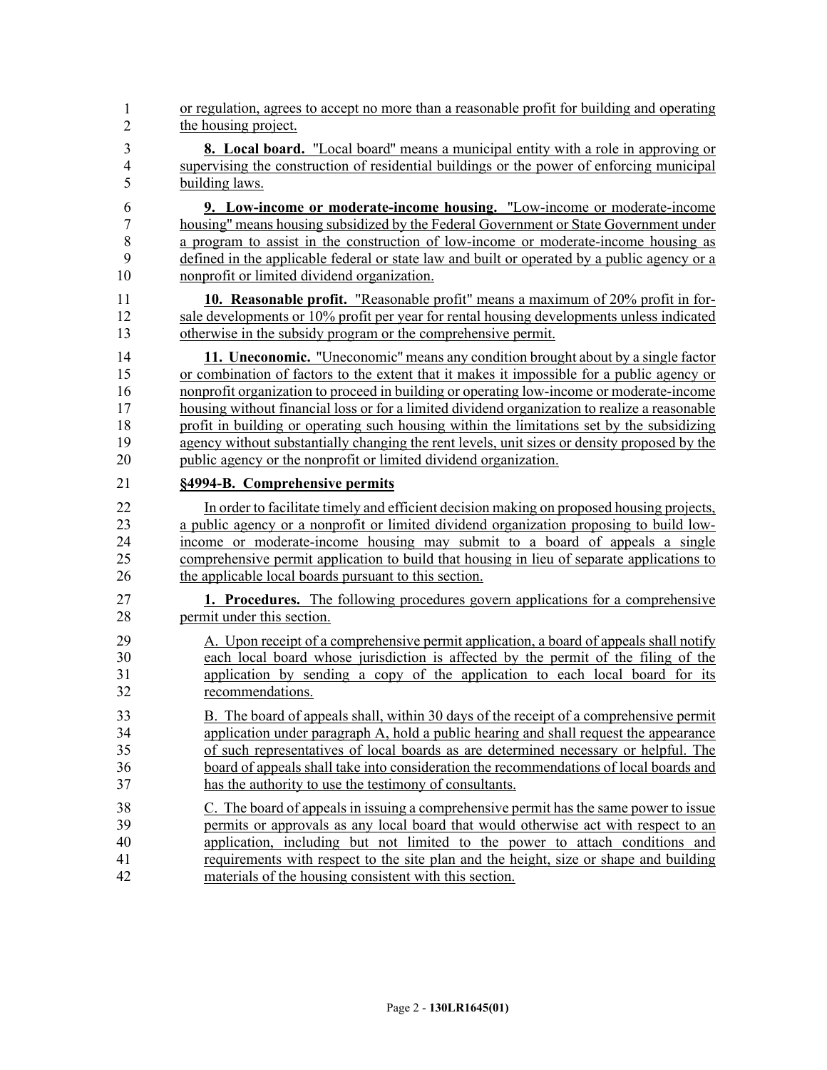or regulation, agrees to accept no more than a reasonable profit for building and operating the housing project.

**8. Local board.** "Local board" means a municipal entity with a role in approving or supervising the construction of residential buildings or the power of enforcing municipal building laws.

**9. Low-income or moderate-income housing.** "Low-income or moderate-income housing" means housing subsidized by the Federal Government or State Government under a program to assist in the construction of low-income or moderate-income housing as defined in the applicable federal or state law and built or operated by a public agency or a nonprofit or limited dividend organization.

**10. Reasonable profit.** "Reasonable profit" means a maximum of 20% profit in for-sale developments or 10% profit per year for rental housing developments unless indicated otherwise in the subsidy program or the comprehensive permit.

**11. Uneconomic.** "Uneconomic" means any condition brought about by a single factor or combination of factors to the extent that it makes it impossible for a public agency or nonprofit organization to proceed in building or operating low-income or moderate-income housing without financial loss or for a limited dividend organization to realize a reasonable profit in building or operating such housing within the limitations set by the subsidizing agency without substantially changing the rent levels, unit sizes or density proposed by the public agency or the nonprofit or limited dividend organization.

**§4994-B. Comprehensive permits**

In order to facilitate timely and efficient decision making on proposed housing projects, a public agency or a nonprofit or limited dividend organization proposing to build low-income or moderate-income housing may submit to a board of appeals a single comprehensive permit application to build that housing in lieu of separate applications to the applicable local boards pursuant to this section.

**1. Procedures.** The following procedures govern applications for a comprehensive permit under this section.

A. Upon receipt of a comprehensive permit application, a board of appeals shall notify each local board whose jurisdiction is affected by the permit of the filing of the application by sending a copy of the application to each local board for its recommendations.

B. The board of appeals shall, within 30 days of the receipt of a comprehensive permit application under paragraph A, hold a public hearing and shall request the appearance of such representatives of local boards as are determined necessary or helpful. The board of appeals shall take into consideration the recommendations of local boards and has the authority to use the testimony of consultants.

C. The board of appeals in issuing a comprehensive permit has the same power to issue permits or approvals as any local board that would otherwise act with respect to an application, including but not limited to the power to attach conditions and requirements with respect to the site plan and the height, size or shape and building materials of the housing consistent with this section.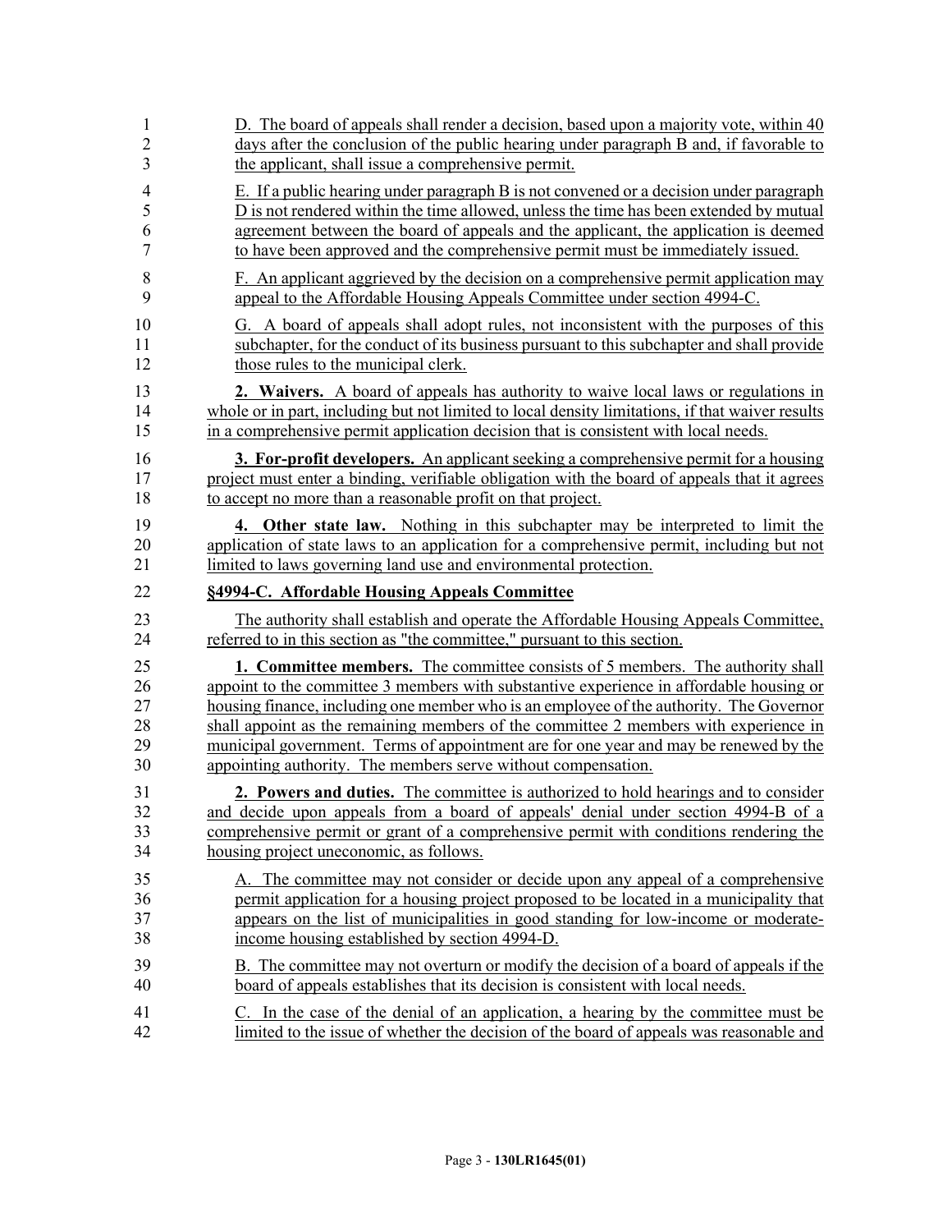D. The board of appeals shall render a decision, based upon a majority vote, within 40 days after the conclusion of the public hearing under paragraph B and, if favorable to the applicant, shall issue a comprehensive permit.

E. If a public hearing under paragraph B is not convened or a decision under paragraph D is not rendered within the time allowed, unless the time has been extended by mutual agreement between the board of appeals and the applicant, the application is deemed to have been approved and the comprehensive permit must be immediately issued.

F. An applicant aggrieved by the decision on a comprehensive permit application may appeal to the Affordable Housing Appeals Committee under section 4994-C.

G. A board of appeals shall adopt rules, not inconsistent with the purposes of this subchapter, for the conduct of its business pursuant to this subchapter and shall provide those rules to the municipal clerk.

**2. Waivers.** A board of appeals has authority to waive local laws or regulations in whole or in part, including but not limited to local density limitations, if that waiver results in a comprehensive permit application decision that is consistent with local needs.

**3. For-profit developers.** An applicant seeking a comprehensive permit for a housing project must enter a binding, verifiable obligation with the board of appeals that it agrees to accept no more than a reasonable profit on that project.

**4. Other state law.** Nothing in this subchapter may be interpreted to limit the application of state laws to an application for a comprehensive permit, including but not limited to laws governing land use and environmental protection.

**§4994-C. Affordable Housing Appeals Committee**

The authority shall establish and operate the Affordable Housing Appeals Committee, referred to in this section as "the committee," pursuant to this section.

**1. Committee members.** The committee consists of 5 members. The authority shall appoint to the committee 3 members with substantive experience in affordable housing or housing finance, including one member who is an employee of the authority. The Governor shall appoint as the remaining members of the committee 2 members with experience in municipal government. Terms of appointment are for one year and may be renewed by the appointing authority. The members serve without compensation.

**2. Powers and duties.** The committee is authorized to hold hearings and to consider and decide upon appeals from a board of appeals' denial under section 4994-B of a comprehensive permit or grant of a comprehensive permit with conditions rendering the housing project uneconomic, as follows.

A. The committee may not consider or decide upon any appeal of a comprehensive permit application for a housing project proposed to be located in a municipality that appears on the list of municipalities in good standing for low-income or moderate-income housing established by section 4994-D.

B. The committee may not overturn or modify the decision of a board of appeals if the board of appeals establishes that its decision is consistent with local needs.

C. In the case of the denial of an application, a hearing by the committee must be limited to the issue of whether the decision of the board of appeals was reasonable and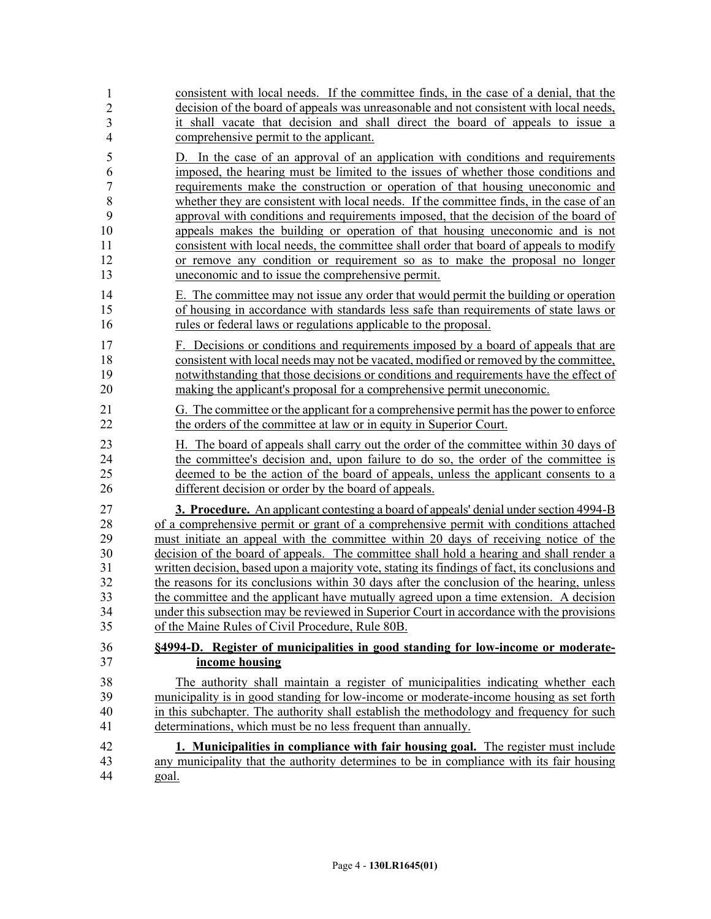consistent with local needs. If the committee finds, in the case of a denial, that the decision of the board of appeals was unreasonable and not consistent with local needs, it shall vacate that decision and shall direct the board of appeals to issue a comprehensive permit to the applicant.

D. In the case of an approval of an application with conditions and requirements imposed, the hearing must be limited to the issues of whether those conditions and requirements make the construction or operation of that housing uneconomic and whether they are consistent with local needs. If the committee finds, in the case of an approval with conditions and requirements imposed, that the decision of the board of appeals makes the building or operation of that housing uneconomic and is not consistent with local needs, the committee shall order that board of appeals to modify or remove any condition or requirement so as to make the proposal no longer uneconomic and to issue the comprehensive permit.

E. The committee may not issue any order that would permit the building or operation of housing in accordance with standards less safe than requirements of state laws or rules or federal laws or regulations applicable to the proposal.

F. Decisions or conditions and requirements imposed by a board of appeals that are consistent with local needs may not be vacated, modified or removed by the committee, notwithstanding that those decisions or conditions and requirements have the effect of making the applicant's proposal for a comprehensive permit uneconomic.

G. The committee or the applicant for a comprehensive permit has the power to enforce the orders of the committee at law or in equity in Superior Court.

H. The board of appeals shall carry out the order of the committee within 30 days of the committee's decision and, upon failure to do so, the order of the committee is deemed to be the action of the board of appeals, unless the applicant consents to a different decision or order by the board of appeals.

**3. Procedure.** An applicant contesting a board of appeals' denial under section 4994-B of a comprehensive permit or grant of a comprehensive permit with conditions attached must initiate an appeal with the committee within 20 days of receiving notice of the decision of the board of appeals. The committee shall hold a hearing and shall render a written decision, based upon a majority vote, stating its findings of fact, its conclusions and the reasons for its conclusions within 30 days after the conclusion of the hearing, unless the committee and the applicant have mutually agreed upon a time extension. A decision under this subsection may be reviewed in Superior Court in accordance with the provisions of the Maine Rules of Civil Procedure, Rule 80B.

**§4994-D. Register of municipalities in good standing for low-income or moderate-income housing**

The authority shall maintain a register of municipalities indicating whether each municipality is in good standing for low-income or moderate-income housing as set forth in this subchapter. The authority shall establish the methodology and frequency for such determinations, which must be no less frequent than annually.

**1. Municipalities in compliance with fair housing goal.** The register must include any municipality that the authority determines to be in compliance with its fair housing goal.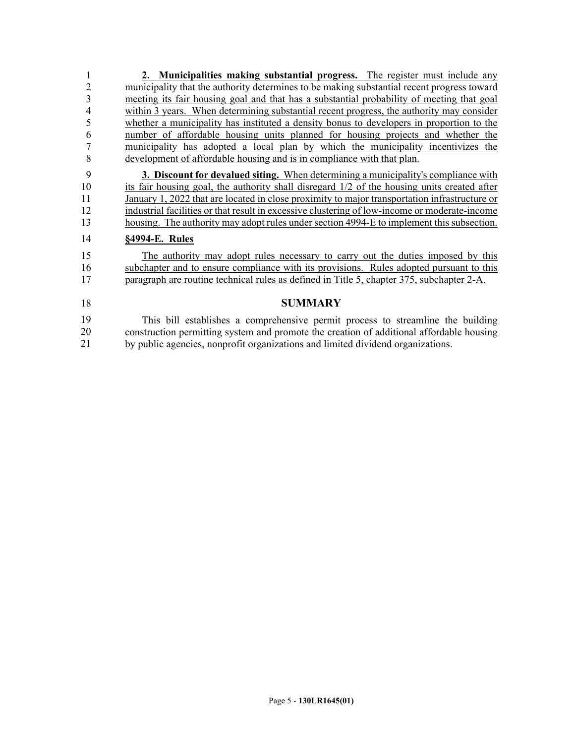**2. Municipalities making substantial progress.** The register must include any municipality that the authority determines to be making substantial recent progress toward meeting its fair housing goal and that has a substantial probability of meeting that goal within 3 years. When determining substantial recent progress, the authority may consider whether a municipality has instituted a density bonus to developers in proportion to the number of affordable housing units planned for housing projects and whether the municipality has adopted a local plan by which the municipality incentivizes the development of affordable housing and is in compliance with that plan.

**3. Discount for devalued siting.** When determining a municipality's compliance with its fair housing goal, the authority shall disregard 1/2 of the housing units created after January 1, 2022 that are located in close proximity to major transportation infrastructure or industrial facilities or that result in excessive clustering of low-income or moderate-income housing. The authority may adopt rules under section 4994-E to implement this subsection.

**§4994-E. Rules**

The authority may adopt rules necessary to carry out the duties imposed by this subchapter and to ensure compliance with its provisions. Rules adopted pursuant to this paragraph are routine technical rules as defined in Title 5, chapter 375, subchapter 2-A.

## SUMMARY

This bill establishes a comprehensive permit process to streamline the building construction permitting system and promote the creation of additional affordable housing by public agencies, nonprofit organizations and limited dividend organizations.